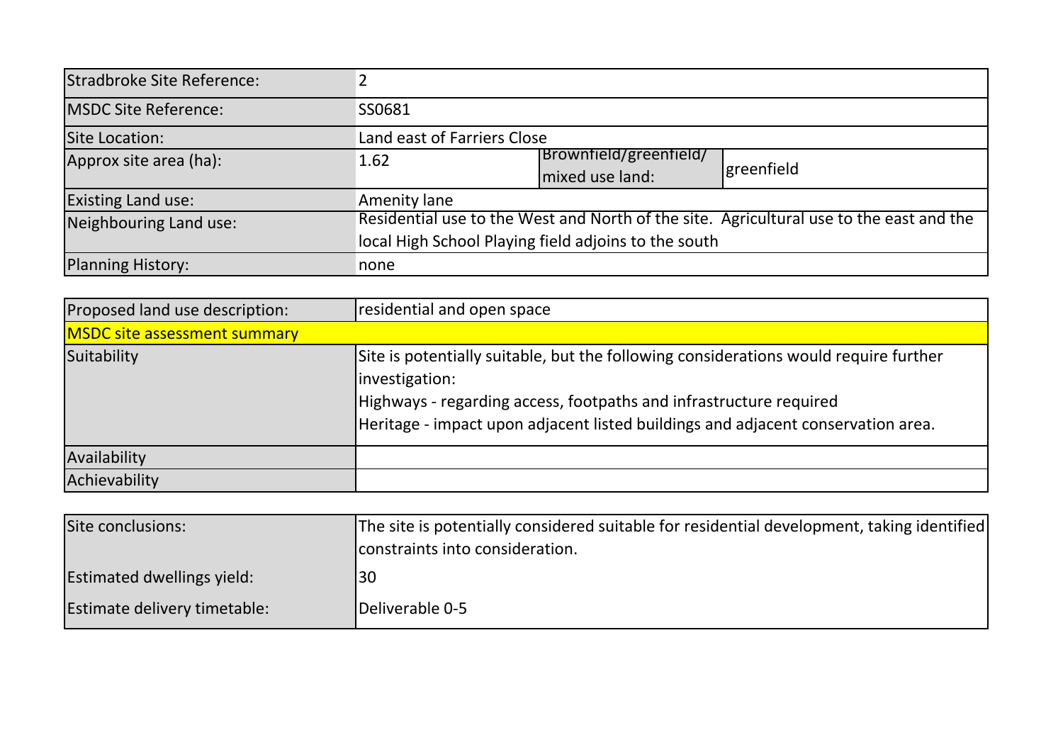| | | | |
|---|---|---|---|
| Stradbroke Site Reference: | 2 | | |
| MSDC Site Reference: | SS0681 | | |
| Site Location: | Land east of Farriers Close | | |
| Approx site area (ha): | 1.62 | Brownfield/greenfield/ mixed use land: | greenfield |
| Existing Land use: | Amenity lane | | |
| Neighbouring Land use: | Residential use to the West and North of the site. Agricultural use to the east and the local High School Playing field adjoins to the south | | |
| Planning History: | none | | |

| | |
|---|---|
| Proposed land use description: | residential and open space |
| MSDC site assessment summary | |
| Suitability | Site is potentially suitable, but the following considerations would require further investigation:<br>Highways - regarding access, footpaths and infrastructure required<br>Heritage - impact upon adjacent listed buildings and adjacent conservation area. |
| Availability | |
| Achievability | |

| | |
|---|---|
| Site conclusions: | The site is potentially considered suitable for residential development, taking identified constraints into consideration. |
| Estimated dwellings yield: | 30 |
| Estimate delivery timetable: | Deliverable 0-5 |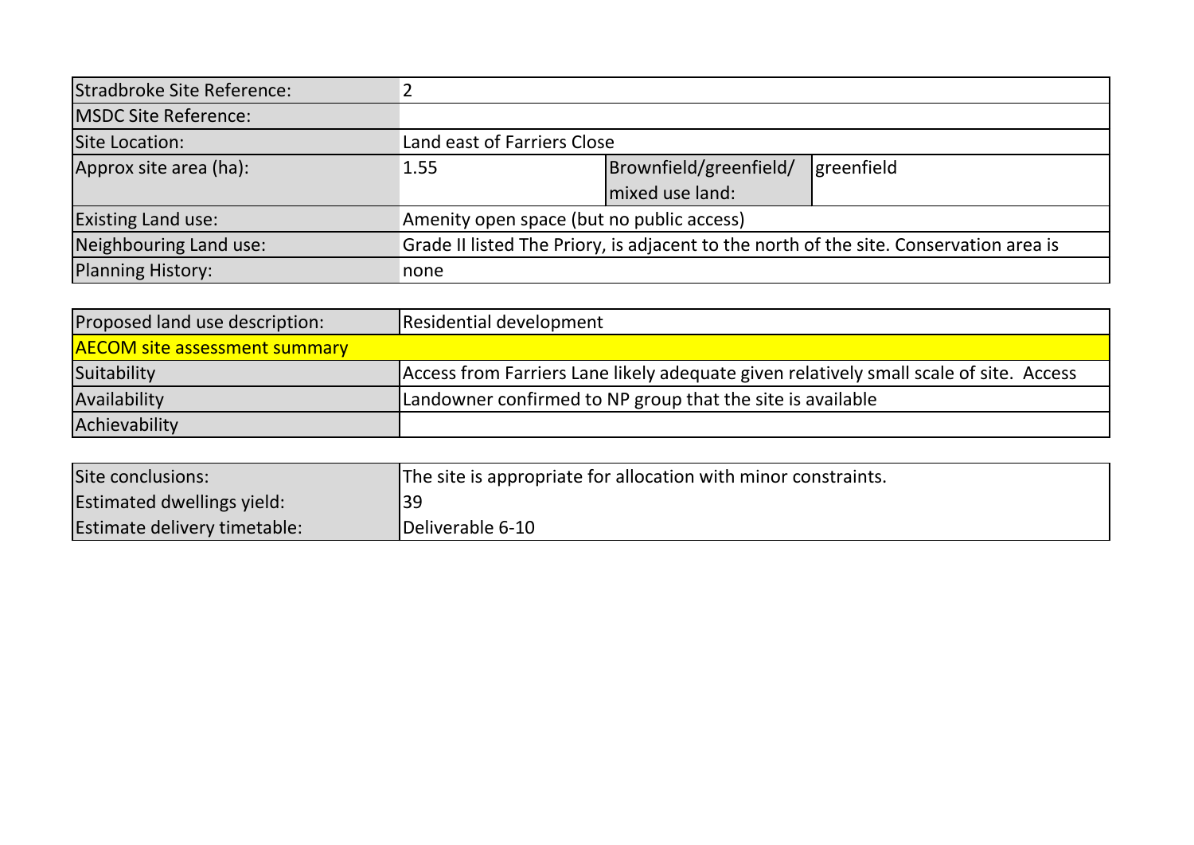| | | | |
|---|---|---|---|
| Stradbroke Site Reference: | 2 | | |
| MSDC Site Reference: | | | |
| Site Location: | Land east of Farriers Close | | |
| Approx site area (ha): | 1.55 | Brownfield/greenfield/ mixed use land: | greenfield |
| Existing Land use: | Amenity open space (but no public access) | | |
| Neighbouring Land use: | Grade II listed The Priory, is adjacent to the north of the site. Conservation area is | | |
| Planning History: | none | | |

| | |
|---|---|
| Proposed land use description: | Residential development |
| AECOM site assessment summary | |
| Suitability | Access from Farriers Lane likely adequate given relatively small scale of site. Access |
| Availability | Landowner confirmed to NP group that the site is available |
| Achievability | |

| | |
|---|---|
| Site conclusions: | The site is appropriate for allocation with minor constraints. |
| Estimated dwellings yield: | 39 |
| Estimate delivery timetable: | Deliverable 6-10 |